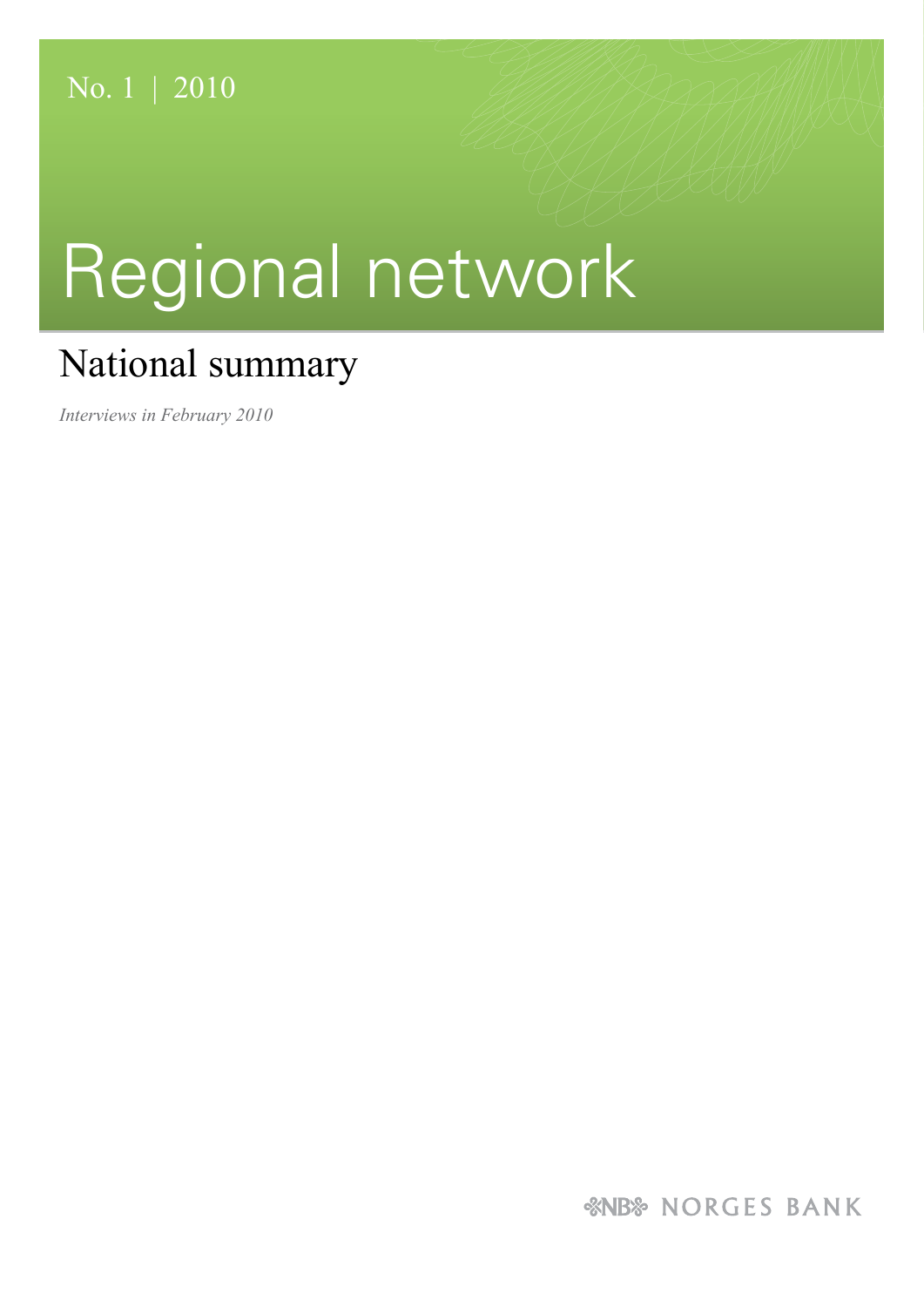No. 1 | 2010

# Regional network

## National summary

*Interviews in February 2010*

NORGES BANK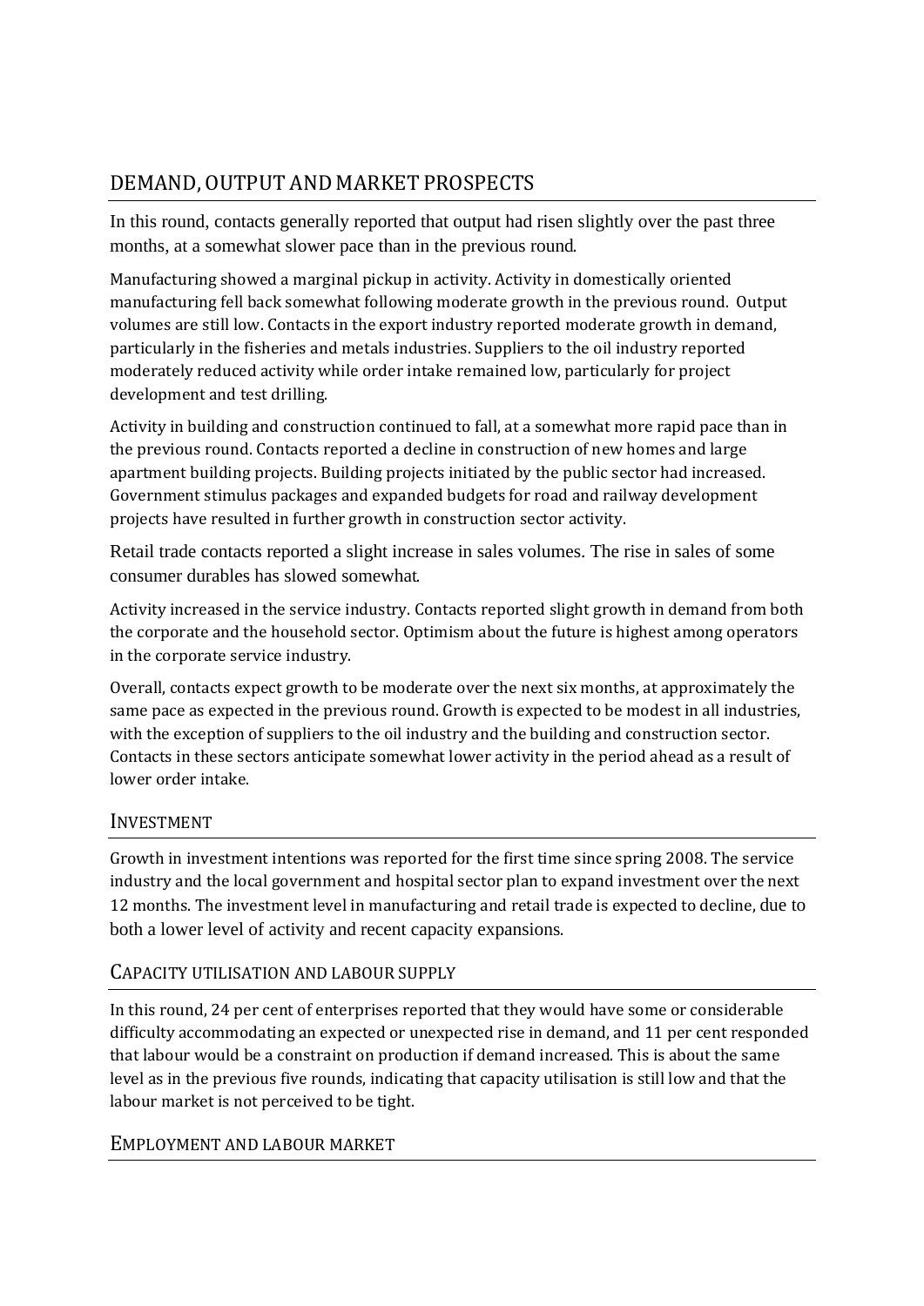## DEMAND, OUTPUT AND MARKET PROSPECTS

In this round, contacts generally reported that output had risen slightly over the past three months, at a somewhat slower pace than in the previous round.

Manufacturing showed a marginal pickup in activity. Activity in domestically oriented manufacturing fell back somewhat following moderate growth in the previous round. Output volumes are still low. Contacts in the export industry reported moderate growth in demand, particularly in the fisheries and metals industries. Suppliers to the oil industry reported moderately reduced activity while order intake remained low, particularly for project development and test drilling.

Activity in building and construction continued to fall, at a somewhat more rapid pace than in the previous round. Contacts reported a decline in construction of new homes and large apartment building projects. Building projects initiated by the public sector had increased. Government stimulus packages and expanded budgets for road and railway development projects have resulted in further growth in construction sector activity.

Retail trade contacts reported a slight increase in sales volumes. The rise in sales of some consumer durables has slowed somewhat.

Activity increased in the service industry. Contacts reported slight growth in demand from both the corporate and the household sector. Optimism about the future is highest among operators in the corporate service industry.

Overall, contacts expect growth to be moderate over the next six months, at approximately the same pace as expected in the previous round. Growth is expected to be modest in all industries, with the exception of suppliers to the oil industry and the building and construction sector. Contacts in these sectors anticipate somewhat lower activity in the period ahead as a result of lower order intake.

## INVESTMENT

Growth in investment intentions was reported for the first time since spring 2008. The service industry and the local government and hospital sector plan to expand investment over the next 12 months. The investment level in manufacturing and retail trade is expected to decline, due to both a lower level of activity and recent capacity expansions.

## CAPACITY UTILISATION AND LABOUR SUPPLY

In this round, 24 per cent of enterprises reported that they would have some or considerable difficulty accommodating an expected or unexpected rise in demand, and 11 per cent responded that labour would be a constraint on production if demand increased. This is about the same level as in the previous five rounds, indicating that capacity utilisation is still low and that the labour market is not perceived to be tight.

## EMPLOYMENT AND LABOUR MARKET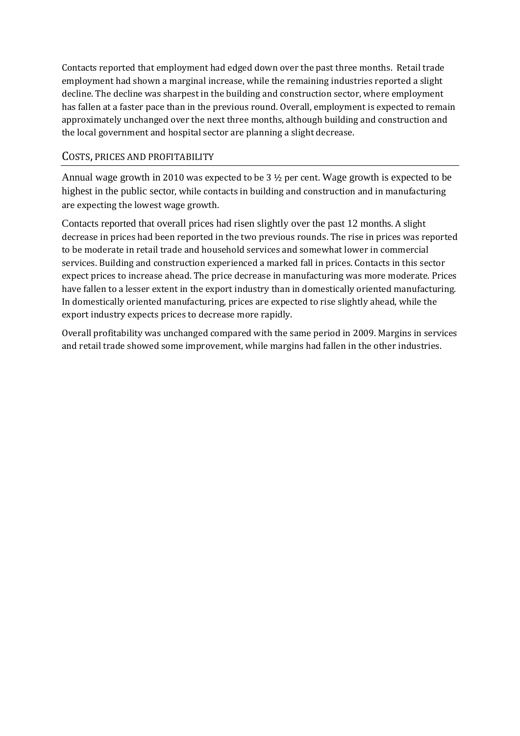Contacts reported that employment had edged down over the past three months. Retail trade employment had shown a marginal increase, while the remaining industries reported a slight decline. The decline was sharpest in the building and construction sector, where employment has fallen at a faster pace than in the previous round. Overall, employment is expected to remain approximately unchanged over the next three months, although building and construction and the local government and hospital sector are planning a slight decrease.

## COSTS, PRICES AND PROFITABILITY

Annual wage growth in 2010 was expected to be 3 ½ per cent. Wage growth is expected to be highest in the public sector, while contacts in building and construction and in manufacturing are expecting the lowest wage growth.

Contacts reported that overall prices had risen slightly over the past 12 months. A slight decrease in prices had been reported in the two previous rounds. The rise in prices was reported to be moderate in retail trade and household services and somewhat lower in commercial services. Building and construction experienced a marked fall in prices. Contacts in this sector expect prices to increase ahead. The price decrease in manufacturing was more moderate. Prices have fallen to a lesser extent in the export industry than in domestically oriented manufacturing. In domestically oriented manufacturing, prices are expected to rise slightly ahead, while the export industry expects prices to decrease more rapidly.

Overall profitability was unchanged compared with the same period in 2009. Margins in services and retail trade showed some improvement, while margins had fallen in the other industries.